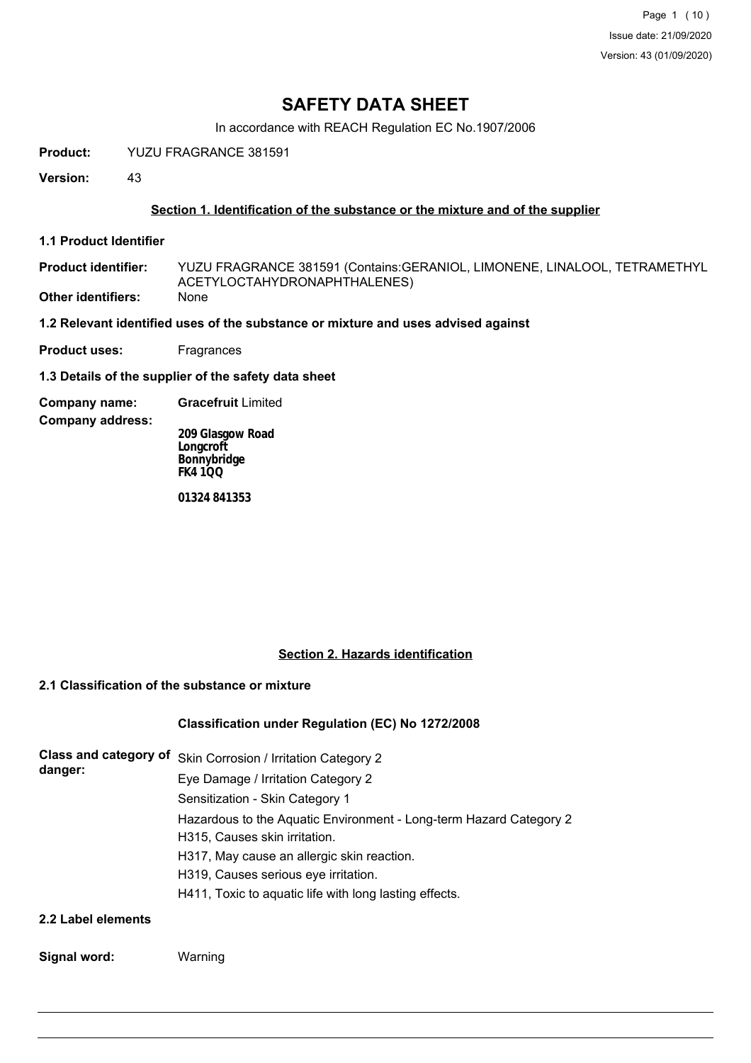# SAFETY DATA SHEET

In accordance with REACH Regulation EC No.1907/2006

**Product:** YUZU FRAGRANCE 381591

**Version:** 43

## Section 1. Identification of the substance or the mixture and of the supplier

### 1.1 Product Identifier

**Product identifier:** YUZU FRAGRANCE 381591 (Contains:GERANIOL, LIMONENE, LINALOOL, TETRAMETHYL ACETYLOCTAHYDRONAPHTHALENES)

**Other identifiers:** None

### 1.2 Relevant identified uses of the substance or mixture and uses advised against

**Product uses:** Fragrances

### 1.3 Details of the supplier of the safety data sheet

**Company name:** **Gracefruit** Limited

**Company address:**

**209 Glasgow Road**
**Longcroft**
**Bonnybridge**
**FK4 1QQ**

**01324 841353**

## Section 2. Hazards identification

### 2.1 Classification of the substance or mixture

**Classification under Regulation (EC) No 1272/2008**

**Class and category of danger:**

Skin Corrosion / Irritation Category 2
Eye Damage / Irritation Category 2
Sensitization - Skin Category 1
Hazardous to the Aquatic Environment - Long-term Hazard Category 2
H315, Causes skin irritation.
H317, May cause an allergic skin reaction.
H319, Causes serious eye irritation.
H411, Toxic to aquatic life with long lasting effects.

### 2.2 Label elements

**Signal word:** Warning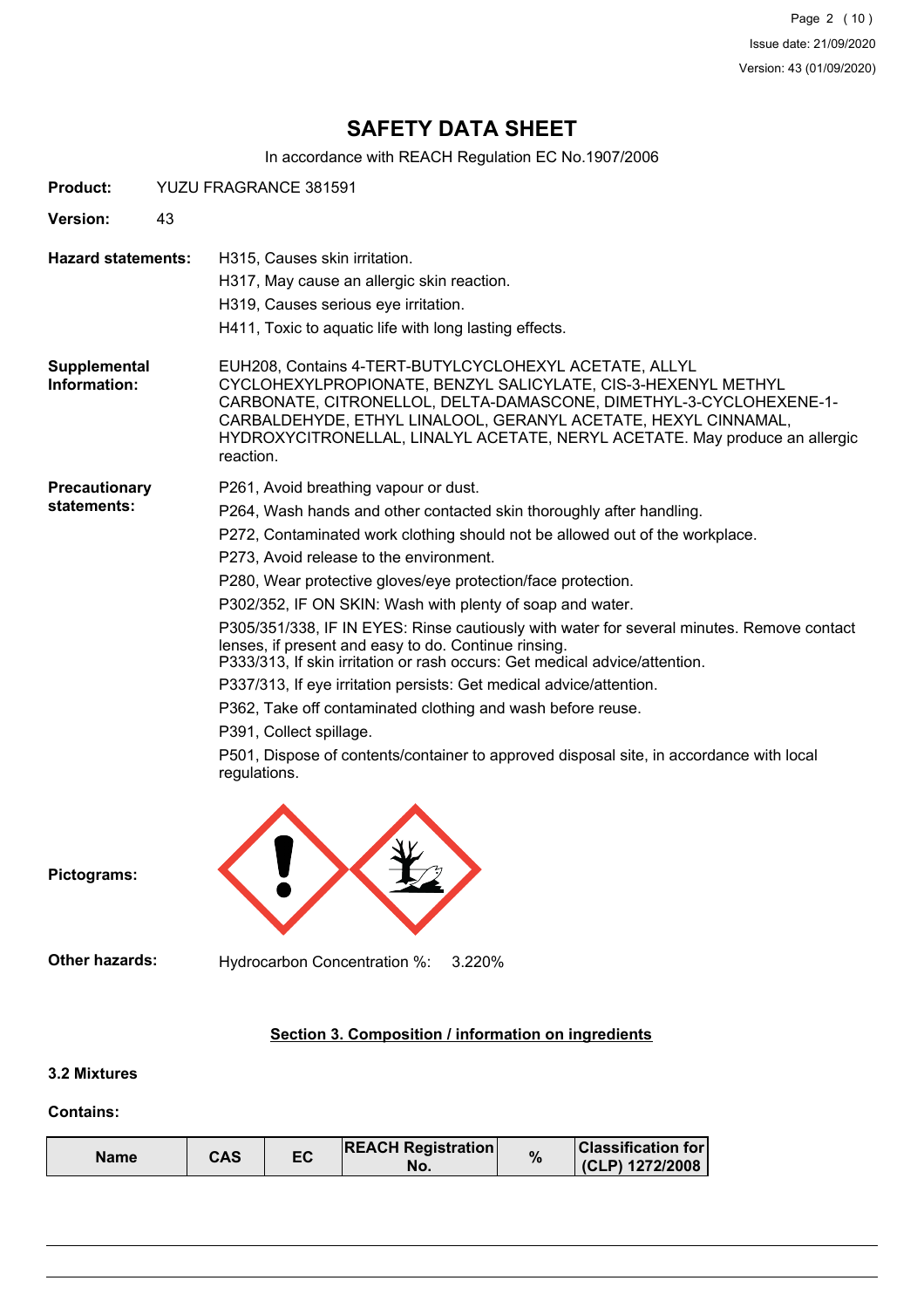# SAFETY DATA SHEET

In accordance with REACH Regulation EC No.1907/2006

**Product:** YUZU FRAGRANCE 381591

**Version:** 43

**Hazard statements:**

H315, Causes skin irritation.

H317, May cause an allergic skin reaction.

H319, Causes serious eye irritation.

H411, Toxic to aquatic life with long lasting effects.

**Supplemental Information:**

EUH208, Contains 4-TERT-BUTYLCYCLOHEXYL ACETATE, ALLYL CYCLOHEXYLPROPIONATE, BENZYL SALICYLATE, CIS-3-HEXENYL METHYL CARBONATE, CITRONELLOL, DELTA-DAMASCONE, DIMETHYL-3-CYCLOHEXENE-1-CARBALDEHYDE, ETHYL LINALOOL, GERANYL ACETATE, HEXYL CINNAMAL, HYDROXYCITRONELLAL, LINALYL ACETATE, NERYL ACETATE. May produce an allergic reaction.

**Precautionary statements:**

P261, Avoid breathing vapour or dust.

P264, Wash hands and other contacted skin thoroughly after handling.

P272, Contaminated work clothing should not be allowed out of the workplace.

P273, Avoid release to the environment.

P280, Wear protective gloves/eye protection/face protection.

P302/352, IF ON SKIN: Wash with plenty of soap and water.

P305/351/338, IF IN EYES: Rinse cautiously with water for several minutes. Remove contact lenses, if present and easy to do. Continue rinsing.

P333/313, If skin irritation or rash occurs: Get medical advice/attention.

P337/313, If eye irritation persists: Get medical advice/attention.

P362, Take off contaminated clothing and wash before reuse.

P391, Collect spillage.

P501, Dispose of contents/container to approved disposal site, in accordance with local regulations.

**Pictograms:**

**Other hazards:** Hydrocarbon Concentration %: 3.220%

## Section 3. Composition / information on ingredients

### 3.2 Mixtures

**Contains:**

| Name | CAS | EC | REACH Registration No. | % | Classification for (CLP) 1272/2008 |
|---|---|---|---|---|---|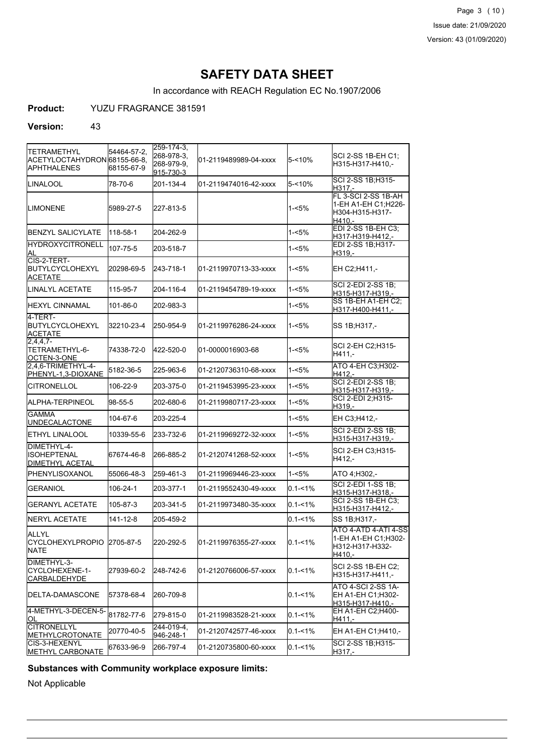# SAFETY DATA SHEET

In accordance with REACH Regulation EC No.1907/2006

**Product:** YUZU FRAGRANCE 381591

**Version:** 43

| | | | | | |
|---|---|---|---|---|---|
| TETRAMETHYL ACETYLOCTAHYDRONAPHTHALENES | 54464-57-2, 68155-66-8, 68155-67-9 | 259-174-3, 268-978-3, 268-979-9, 915-730-3 | 01-2119489989-04-xxxx | 5-<10% | SCI 2-SS 1B-EH C1; H315-H317-H410,- |
| LINALOOL | 78-70-6 | 201-134-4 | 01-2119474016-42-xxxx | 5-<10% | SCI 2-SS 1B;H315-H317,- |
| LIMONENE | 5989-27-5 | 227-813-5 | | 1-<5% | FL 3-SCI 2-SS 1B-AH 1-EH A1-EH C1;H226-H304-H315-H317-H410,- |
| BENZYL SALICYLATE | 118-58-1 | 204-262-9 | | 1-<5% | EDI 2-SS 1B-EH C3; H317-H319-H412,- |
| HYDROXYCITRONELLAL | 107-75-5 | 203-518-7 | | 1-<5% | EDI 2-SS 1B;H317-H319,- |
| CIS-2-TERT-BUTYLCYCLOHEXYL ACETATE | 20298-69-5 | 243-718-1 | 01-2119970713-33-xxxx | 1-<5% | EH C2;H411,- |
| LINALYL ACETATE | 115-95-7 | 204-116-4 | 01-2119454789-19-xxxx | 1-<5% | SCI 2-EDI 2-SS 1B; H315-H317-H319,- |
| HEXYL CINNAMAL | 101-86-0 | 202-983-3 | | 1-<5% | SS 1B-EH A1-EH C2; H317-H400-H411,- |
| 4-TERT-BUTYLCYCLOHEXYL ACETATE | 32210-23-4 | 250-954-9 | 01-2119976286-24-xxxx | 1-<5% | SS 1B;H317,- |
| 2,4,4,7-TETRAMETHYL-6-OCTEN-3-ONE | 74338-72-0 | 422-520-0 | 01-0000016903-68 | 1-<5% | SCI 2-EH C2;H315-H411,- |
| 2,4,6-TRIMETHYL-4-PHENYL-1,3-DIOXANE | 5182-36-5 | 225-963-6 | 01-2120736310-68-xxxx | 1-<5% | ATO 4-EH C3;H302-H412,- |
| CITRONELLOL | 106-22-9 | 203-375-0 | 01-2119453995-23-xxxx | 1-<5% | SCI 2-EDI 2-SS 1B; H315-H317-H319,- |
| ALPHA-TERPINEOL | 98-55-5 | 202-680-6 | 01-2119980717-23-xxxx | 1-<5% | SCI 2-EDI 2;H315-H319,- |
| GAMMA UNDECALACTONE | 104-67-6 | 203-225-4 | | 1-<5% | EH C3;H412,- |
| ETHYL LINALOOL | 10339-55-6 | 233-732-6 | 01-2119969272-32-xxxx | 1-<5% | SCI 2-EDI 2-SS 1B; H315-H317-H319,- |
| DIMETHYL-4-ISOHEPTENAL DIMETHYL ACETAL | 67674-46-8 | 266-885-2 | 01-2120741268-52-xxxx | 1-<5% | SCI 2-EH C3;H315-H412,- |
| PHENYLISOXANOL | 55066-48-3 | 259-461-3 | 01-2119969446-23-xxxx | 1-<5% | ATO 4;H302,- |
| GERANIOL | 106-24-1 | 203-377-1 | 01-2119552430-49-xxxx | 0.1-<1% | SCI 2-EDI 1-SS 1B; H315-H317-H318,- |
| GERANYL ACETATE | 105-87-3 | 203-341-5 | 01-2119973480-35-xxxx | 0.1-<1% | SCI 2-SS 1B-EH C3; H315-H317-H412,- |
| NERYL ACETATE | 141-12-8 | 205-459-2 | | 0.1-<1% | SS 1B;H317,- |
| ALLYL CYCLOHEXYLPROPIONATE | 2705-87-5 | 220-292-5 | 01-2119976355-27-xxxx | 0.1-<1% | ATO 4-ATD 4-ATI 4-SS 1-EH A1-EH C1;H302-H312-H317-H332-H410,- |
| DIMETHYL-3-CYCLOHEXENE-1-CARBALDEHYDE | 27939-60-2 | 248-742-6 | 01-2120766006-57-xxxx | 0.1-<1% | SCI 2-SS 1B-EH C2; H315-H317-H411,- |
| DELTA-DAMASCONE | 57378-68-4 | 260-709-8 | | 0.1-<1% | ATO 4-SCI 2-SS 1A-EH A1-EH C1;H302-H315-H317-H410,- |
| 4-METHYL-3-DECEN-5-OL | 81782-77-6 | 279-815-0 | 01-2119983528-21-xxxx | 0.1-<1% | EH A1-EH C2;H400-H411,- |
| CITRONELLYL METHYLCROTONATE | 20770-40-5 | 244-019-4, 946-248-1 | 01-2120742577-46-xxxx | 0.1-<1% | EH A1-EH C1;H410,- |
| CIS-3-HEXENYL METHYL CARBONATE | 67633-96-9 | 266-797-4 | 01-2120735800-60-xxxx | 0.1-<1% | SCI 2-SS 1B;H315-H317,- |

**Substances with Community workplace exposure limits:**

Not Applicable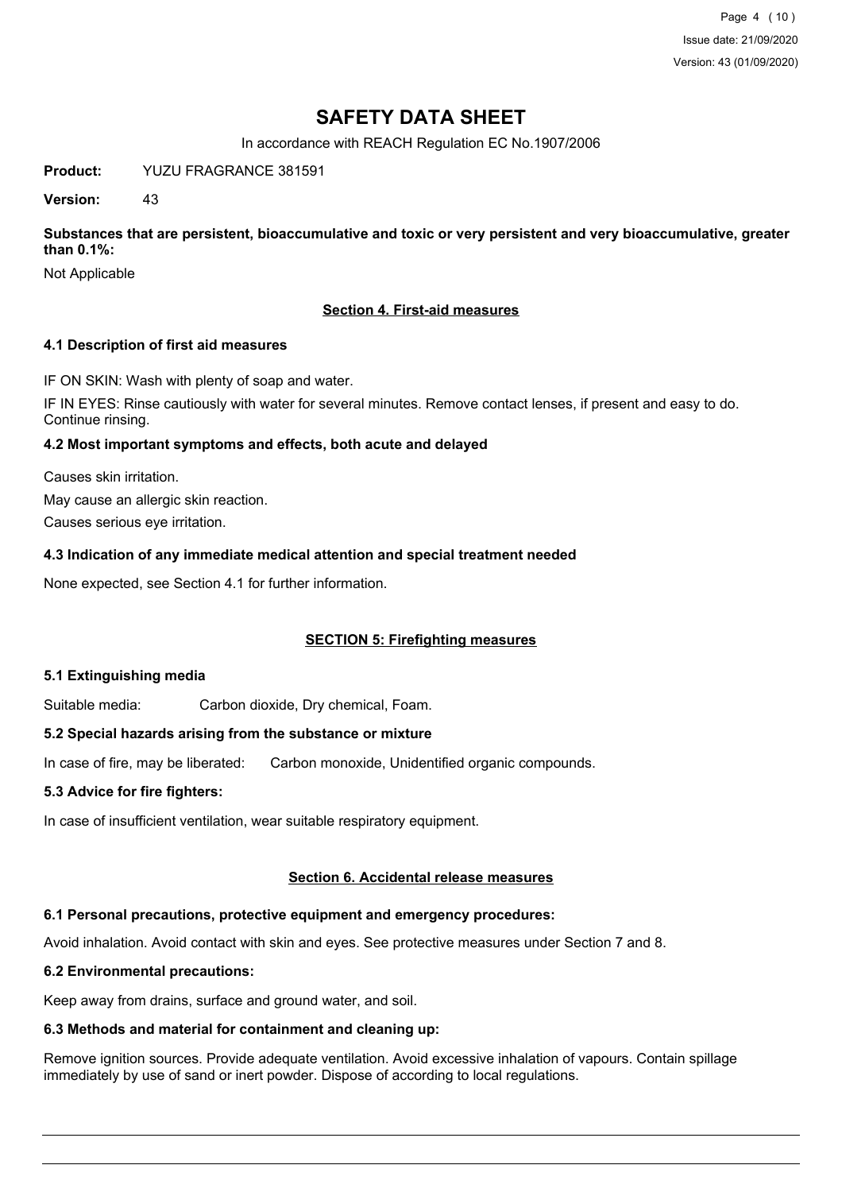# SAFETY DATA SHEET

In accordance with REACH Regulation EC No.1907/2006

**Product:** YUZU FRAGRANCE 381591

**Version:** 43

**Substances that are persistent, bioaccumulative and toxic or very persistent and very bioaccumulative, greater than 0.1%:**

Not Applicable

## Section 4. First-aid measures

### 4.1 Description of first aid measures

IF ON SKIN: Wash with plenty of soap and water.

IF IN EYES: Rinse cautiously with water for several minutes. Remove contact lenses, if present and easy to do. Continue rinsing.

### 4.2 Most important symptoms and effects, both acute and delayed

Causes skin irritation.

May cause an allergic skin reaction.

Causes serious eye irritation.

### 4.3 Indication of any immediate medical attention and special treatment needed

None expected, see Section 4.1 for further information.

## SECTION 5: Firefighting measures

### 5.1 Extinguishing media

Suitable media: Carbon dioxide, Dry chemical, Foam.

### 5.2 Special hazards arising from the substance or mixture

In case of fire, may be liberated: Carbon monoxide, Unidentified organic compounds.

### 5.3 Advice for fire fighters:

In case of insufficient ventilation, wear suitable respiratory equipment.

## Section 6. Accidental release measures

### 6.1 Personal precautions, protective equipment and emergency procedures:

Avoid inhalation. Avoid contact with skin and eyes. See protective measures under Section 7 and 8.

### 6.2 Environmental precautions:

Keep away from drains, surface and ground water, and soil.

### 6.3 Methods and material for containment and cleaning up:

Remove ignition sources. Provide adequate ventilation. Avoid excessive inhalation of vapours. Contain spillage immediately by use of sand or inert powder. Dispose of according to local regulations.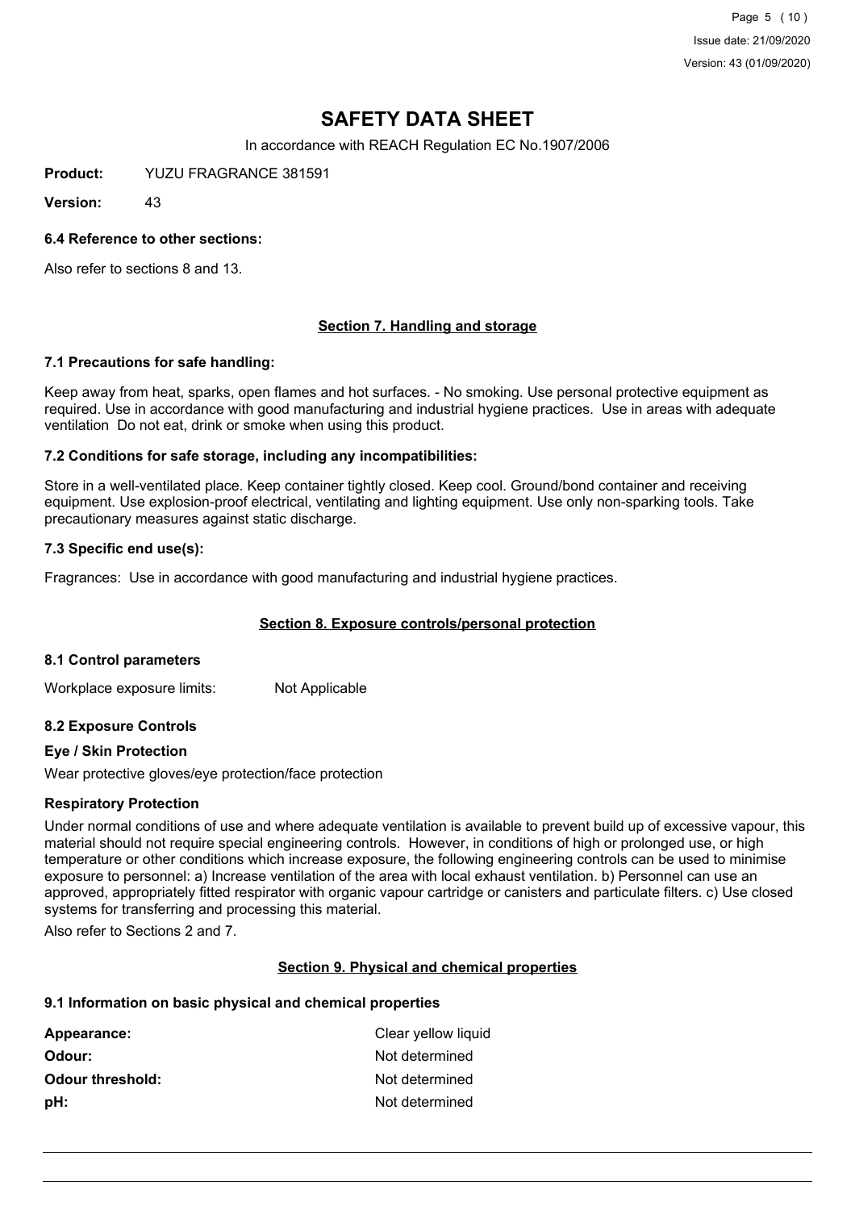# SAFETY DATA SHEET

In accordance with REACH Regulation EC No.1907/2006

**Product:** YUZU FRAGRANCE 381591

**Version:** 43

### 6.4 Reference to other sections:

Also refer to sections 8 and 13.

## Section 7. Handling and storage

### 7.1 Precautions for safe handling:

Keep away from heat, sparks, open flames and hot surfaces. - No smoking. Use personal protective equipment as required. Use in accordance with good manufacturing and industrial hygiene practices. Use in areas with adequate ventilation Do not eat, drink or smoke when using this product.

### 7.2 Conditions for safe storage, including any incompatibilities:

Store in a well-ventilated place. Keep container tightly closed. Keep cool. Ground/bond container and receiving equipment. Use explosion-proof electrical, ventilating and lighting equipment. Use only non-sparking tools. Take precautionary measures against static discharge.

### 7.3 Specific end use(s):

Fragrances: Use in accordance with good manufacturing and industrial hygiene practices.

## Section 8. Exposure controls/personal protection

### 8.1 Control parameters

Workplace exposure limits: Not Applicable

### 8.2 Exposure Controls

#### Eye / Skin Protection

Wear protective gloves/eye protection/face protection

#### Respiratory Protection

Under normal conditions of use and where adequate ventilation is available to prevent build up of excessive vapour, this material should not require special engineering controls. However, in conditions of high or prolonged use, or high temperature or other conditions which increase exposure, the following engineering controls can be used to minimise exposure to personnel: a) Increase ventilation of the area with local exhaust ventilation. b) Personnel can use an approved, appropriately fitted respirator with organic vapour cartridge or canisters and particulate filters. c) Use closed systems for transferring and processing this material.

Also refer to Sections 2 and 7.

## Section 9. Physical and chemical properties

### 9.1 Information on basic physical and chemical properties

| | |
|---|---|
| **Appearance:** | Clear yellow liquid |
| **Odour:** | Not determined |
| **Odour threshold:** | Not determined |
| **pH:** | Not determined |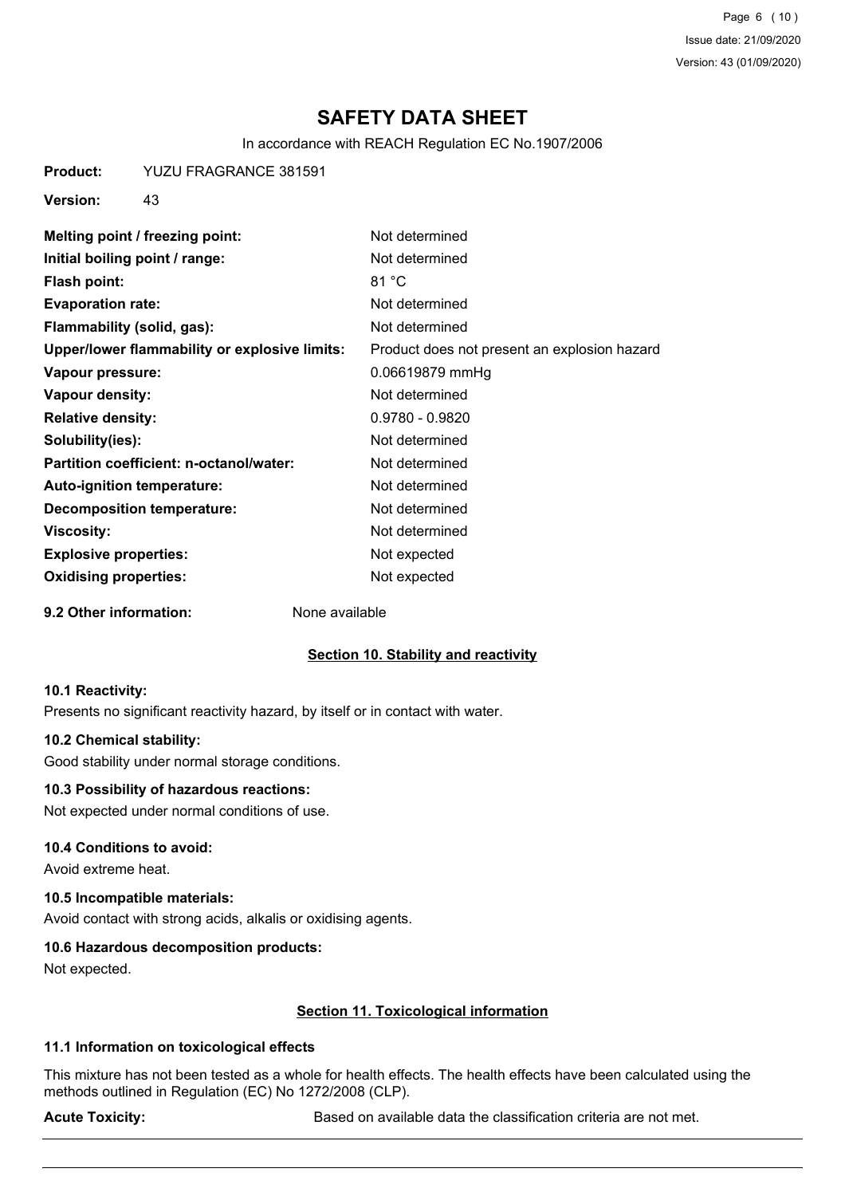# SAFETY DATA SHEET

In accordance with REACH Regulation EC No.1907/2006

**Product:** YUZU FRAGRANCE 381591

**Version:** 43

| | |
|---|---|
| **Melting point / freezing point:** | Not determined |
| **Initial boiling point / range:** | Not determined |
| **Flash point:** | 81 °C |
| **Evaporation rate:** | Not determined |
| **Flammability (solid, gas):** | Not determined |
| **Upper/lower flammability or explosive limits:** | Product does not present an explosion hazard |
| **Vapour pressure:** | 0.06619879 mmHg |
| **Vapour density:** | Not determined |
| **Relative density:** | 0.9780 - 0.9820 |
| **Solubility(ies):** | Not determined |
| **Partition coefficient: n-octanol/water:** | Not determined |
| **Auto-ignition temperature:** | Not determined |
| **Decomposition temperature:** | Not determined |
| **Viscosity:** | Not determined |
| **Explosive properties:** | Not expected |
| **Oxidising properties:** | Not expected |

**9.2 Other information:** None available

## Section 10. Stability and reactivity

### 10.1 Reactivity:

Presents no significant reactivity hazard, by itself or in contact with water.

### 10.2 Chemical stability:

Good stability under normal storage conditions.

### 10.3 Possibility of hazardous reactions:

Not expected under normal conditions of use.

### 10.4 Conditions to avoid:

Avoid extreme heat.

### 10.5 Incompatible materials:

Avoid contact with strong acids, alkalis or oxidising agents.

### 10.6 Hazardous decomposition products:

Not expected.

## Section 11. Toxicological information

### 11.1 Information on toxicological effects

This mixture has not been tested as a whole for health effects. The health effects have been calculated using the methods outlined in Regulation (EC) No 1272/2008 (CLP).

**Acute Toxicity:** Based on available data the classification criteria are not met.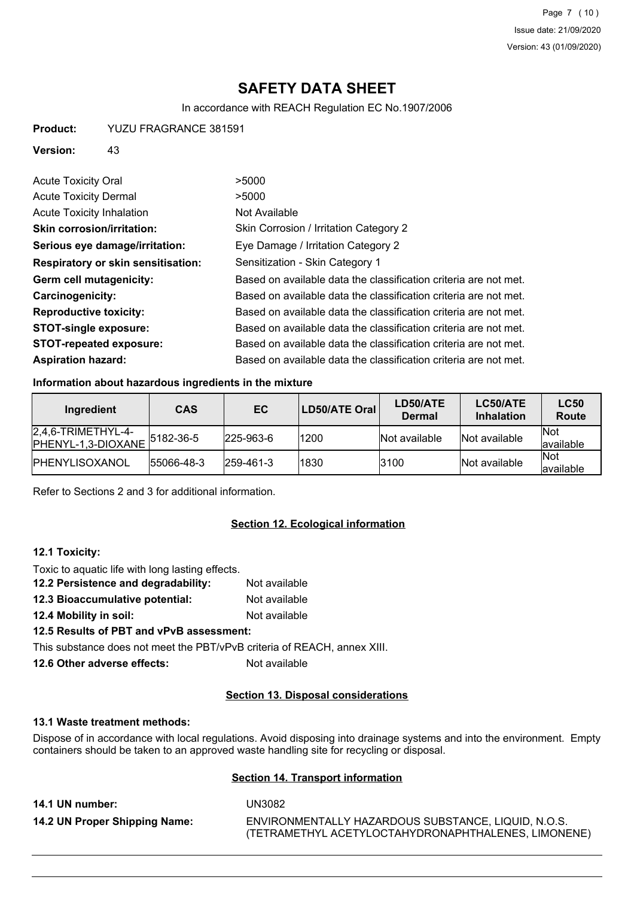# SAFETY DATA SHEET

In accordance with REACH Regulation EC No.1907/2006

**Product:** YUZU FRAGRANCE 381591

**Version:** 43

| | |
|---|---|
| Acute Toxicity Oral | >5000 |
| Acute Toxicity Dermal | >5000 |
| Acute Toxicity Inhalation | Not Available |
| **Skin corrosion/irritation:** | Skin Corrosion / Irritation Category 2 |
| **Serious eye damage/irritation:** | Eye Damage / Irritation Category 2 |
| **Respiratory or skin sensitisation:** | Sensitization - Skin Category 1 |
| **Germ cell mutagenicity:** | Based on available data the classification criteria are not met. |
| **Carcinogenicity:** | Based on available data the classification criteria are not met. |
| **Reproductive toxicity:** | Based on available data the classification criteria are not met. |
| **STOT-single exposure:** | Based on available data the classification criteria are not met. |
| **STOT-repeated exposure:** | Based on available data the classification criteria are not met. |
| **Aspiration hazard:** | Based on available data the classification criteria are not met. |

**Information about hazardous ingredients in the mixture**

| Ingredient | CAS | EC | LD50/ATE Oral | LD50/ATE Dermal | LC50/ATE Inhalation | LC50 Route |
|---|---|---|---|---|---|---|
| 2,4,6-TRIMETHYL-4-PHENYL-1,3-DIOXANE | 5182-36-5 | 225-963-6 | 1200 | Not available | Not available | Not available |
| PHENYLISOXANOL | 55066-48-3 | 259-461-3 | 1830 | 3100 | Not available | Not available |

Refer to Sections 2 and 3 for additional information.

## Section 12. Ecological information

**12.1 Toxicity:**

Toxic to aquatic life with long lasting effects.

**12.2 Persistence and degradability:** Not available

**12.3 Bioaccumulative potential:** Not available

**12.4 Mobility in soil:** Not available

**12.5 Results of PBT and vPvB assessment:**

This substance does not meet the PBT/vPvB criteria of REACH, annex XIII.

**12.6 Other adverse effects:** Not available

## Section 13. Disposal considerations

**13.1 Waste treatment methods:**

Dispose of in accordance with local regulations. Avoid disposing into drainage systems and into the environment. Empty containers should be taken to an approved waste handling site for recycling or disposal.

## Section 14. Transport information

**14.1 UN number:** UN3082

**14.2 UN Proper Shipping Name:** ENVIRONMENTALLY HAZARDOUS SUBSTANCE, LIQUID, N.O.S. (TETRAMETHYL ACETYLOCTAHYDRONAPHTHALENES, LIMONENE)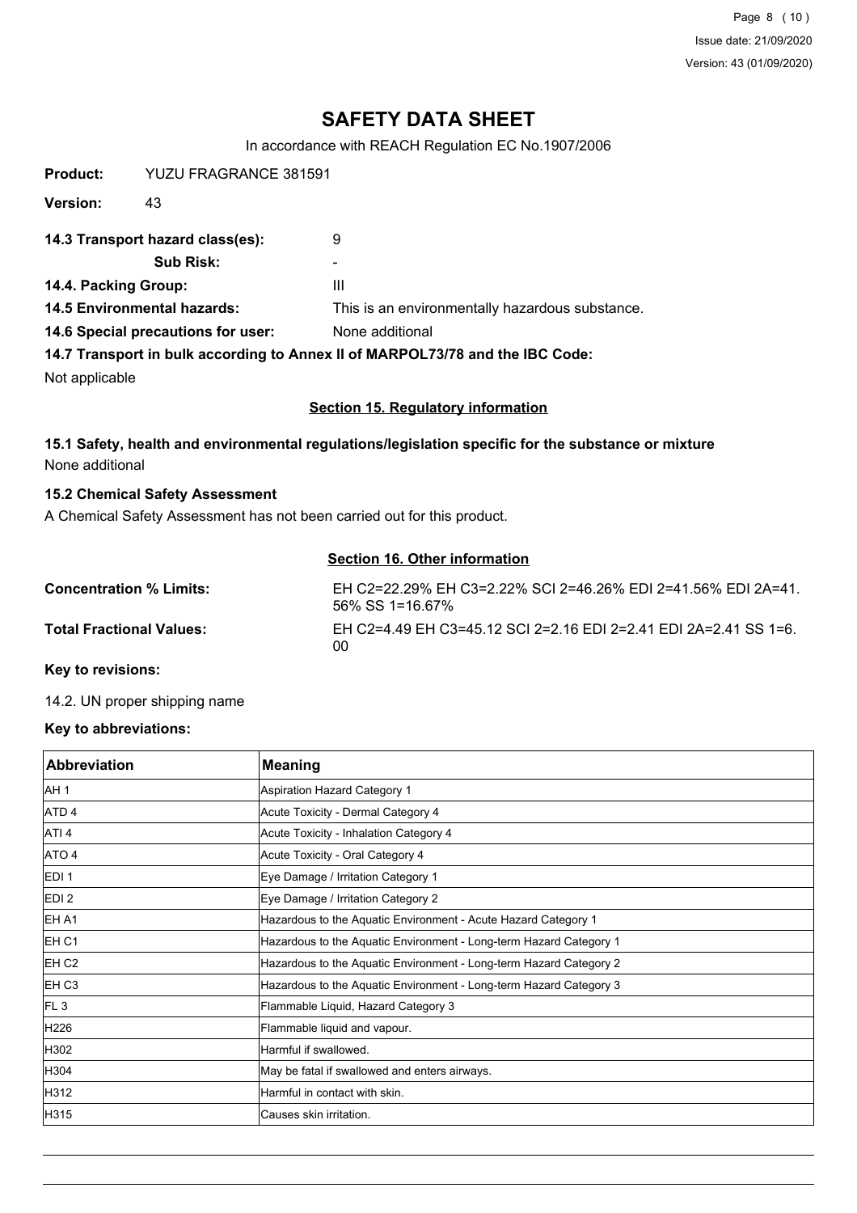# SAFETY DATA SHEET

In accordance with REACH Regulation EC No.1907/2006

**Product:** YUZU FRAGRANCE 381591

**Version:** 43

**14.3 Transport hazard class(es):** 9

**Sub Risk:** -

**14.4. Packing Group:** III

**14.5 Environmental hazards:** This is an environmentally hazardous substance.

**14.6 Special precautions for user:** None additional

**14.7 Transport in bulk according to Annex II of MARPOL73/78 and the IBC Code:**

Not applicable

## Section 15. Regulatory information

**15.1 Safety, health and environmental regulations/legislation specific for the substance or mixture**

None additional

**15.2 Chemical Safety Assessment**

A Chemical Safety Assessment has not been carried out for this product.

## Section 16. Other information

**Concentration % Limits:** EH C2=22.29% EH C3=2.22% SCI 2=46.26% EDI 2=41.56% EDI 2A=41.56% SS 1=16.67%

**Total Fractional Values:** EH C2=4.49 EH C3=45.12 SCI 2=2.16 EDI 2=2.41 EDI 2A=2.41 SS 1=6.00

**Key to revisions:**

14.2. UN proper shipping name

**Key to abbreviations:**

| Abbreviation | Meaning |
|---|---|
| AH 1 | Aspiration Hazard Category 1 |
| ATD 4 | Acute Toxicity - Dermal Category 4 |
| ATI 4 | Acute Toxicity - Inhalation Category 4 |
| ATO 4 | Acute Toxicity - Oral Category 4 |
| EDI 1 | Eye Damage / Irritation Category 1 |
| EDI 2 | Eye Damage / Irritation Category 2 |
| EH A1 | Hazardous to the Aquatic Environment - Acute Hazard Category 1 |
| EH C1 | Hazardous to the Aquatic Environment - Long-term Hazard Category 1 |
| EH C2 | Hazardous to the Aquatic Environment - Long-term Hazard Category 2 |
| EH C3 | Hazardous to the Aquatic Environment - Long-term Hazard Category 3 |
| FL 3 | Flammable Liquid, Hazard Category 3 |
| H226 | Flammable liquid and vapour. |
| H302 | Harmful if swallowed. |
| H304 | May be fatal if swallowed and enters airways. |
| H312 | Harmful in contact with skin. |
| H315 | Causes skin irritation. |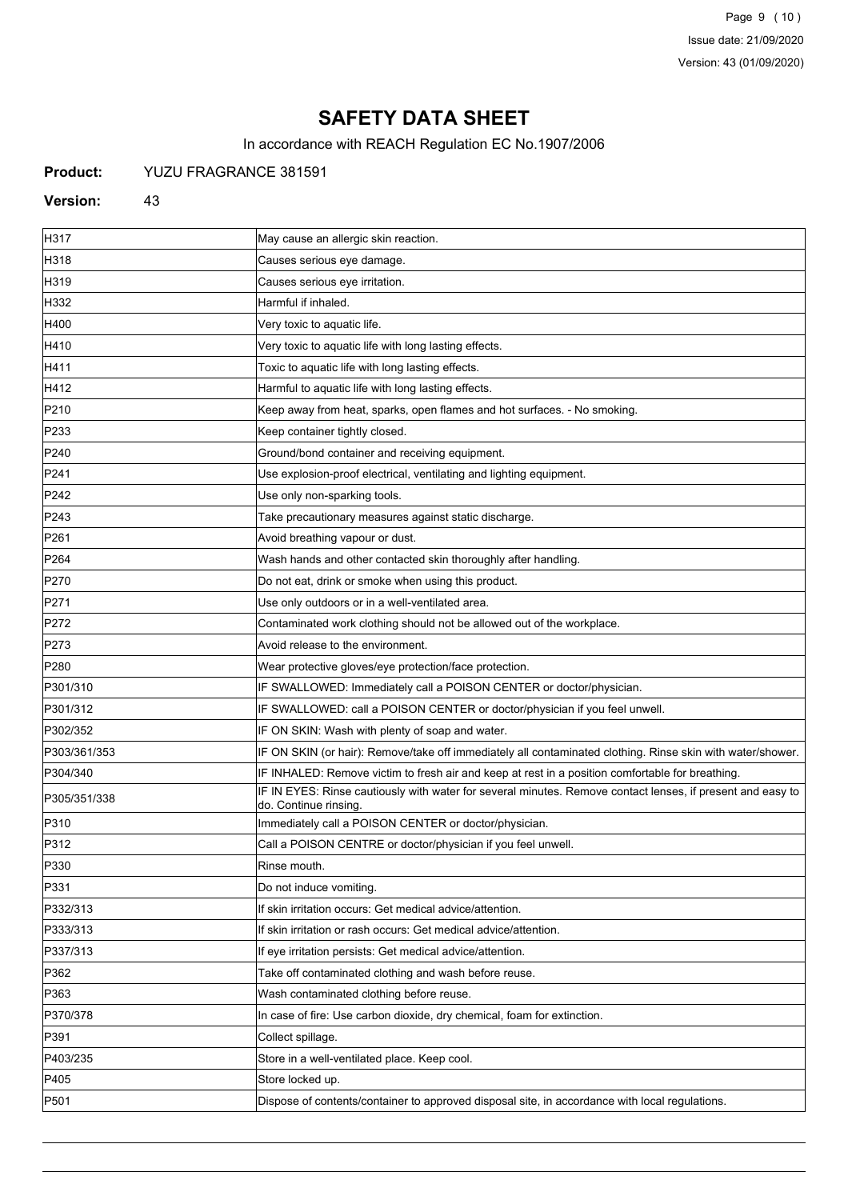# SAFETY DATA SHEET

In accordance with REACH Regulation EC No.1907/2006

**Product:** YUZU FRAGRANCE 381591

**Version:** 43

| | |
|---|---|
| H317 | May cause an allergic skin reaction. |
| H318 | Causes serious eye damage. |
| H319 | Causes serious eye irritation. |
| H332 | Harmful if inhaled. |
| H400 | Very toxic to aquatic life. |
| H410 | Very toxic to aquatic life with long lasting effects. |
| H411 | Toxic to aquatic life with long lasting effects. |
| H412 | Harmful to aquatic life with long lasting effects. |
| P210 | Keep away from heat, sparks, open flames and hot surfaces. - No smoking. |
| P233 | Keep container tightly closed. |
| P240 | Ground/bond container and receiving equipment. |
| P241 | Use explosion-proof electrical, ventilating and lighting equipment. |
| P242 | Use only non-sparking tools. |
| P243 | Take precautionary measures against static discharge. |
| P261 | Avoid breathing vapour or dust. |
| P264 | Wash hands and other contacted skin thoroughly after handling. |
| P270 | Do not eat, drink or smoke when using this product. |
| P271 | Use only outdoors or in a well-ventilated area. |
| P272 | Contaminated work clothing should not be allowed out of the workplace. |
| P273 | Avoid release to the environment. |
| P280 | Wear protective gloves/eye protection/face protection. |
| P301/310 | IF SWALLOWED: Immediately call a POISON CENTER or doctor/physician. |
| P301/312 | IF SWALLOWED: call a POISON CENTER or doctor/physician if you feel unwell. |
| P302/352 | IF ON SKIN: Wash with plenty of soap and water. |
| P303/361/353 | IF ON SKIN (or hair): Remove/take off immediately all contaminated clothing. Rinse skin with water/shower. |
| P304/340 | IF INHALED: Remove victim to fresh air and keep at rest in a position comfortable for breathing. |
| P305/351/338 | IF IN EYES: Rinse cautiously with water for several minutes. Remove contact lenses, if present and easy to do. Continue rinsing. |
| P310 | Immediately call a POISON CENTER or doctor/physician. |
| P312 | Call a POISON CENTRE or doctor/physician if you feel unwell. |
| P330 | Rinse mouth. |
| P331 | Do not induce vomiting. |
| P332/313 | If skin irritation occurs: Get medical advice/attention. |
| P333/313 | If skin irritation or rash occurs: Get medical advice/attention. |
| P337/313 | If eye irritation persists: Get medical advice/attention. |
| P362 | Take off contaminated clothing and wash before reuse. |
| P363 | Wash contaminated clothing before reuse. |
| P370/378 | In case of fire: Use carbon dioxide, dry chemical, foam for extinction. |
| P391 | Collect spillage. |
| P403/235 | Store in a well-ventilated place. Keep cool. |
| P405 | Store locked up. |
| P501 | Dispose of contents/container to approved disposal site, in accordance with local regulations. |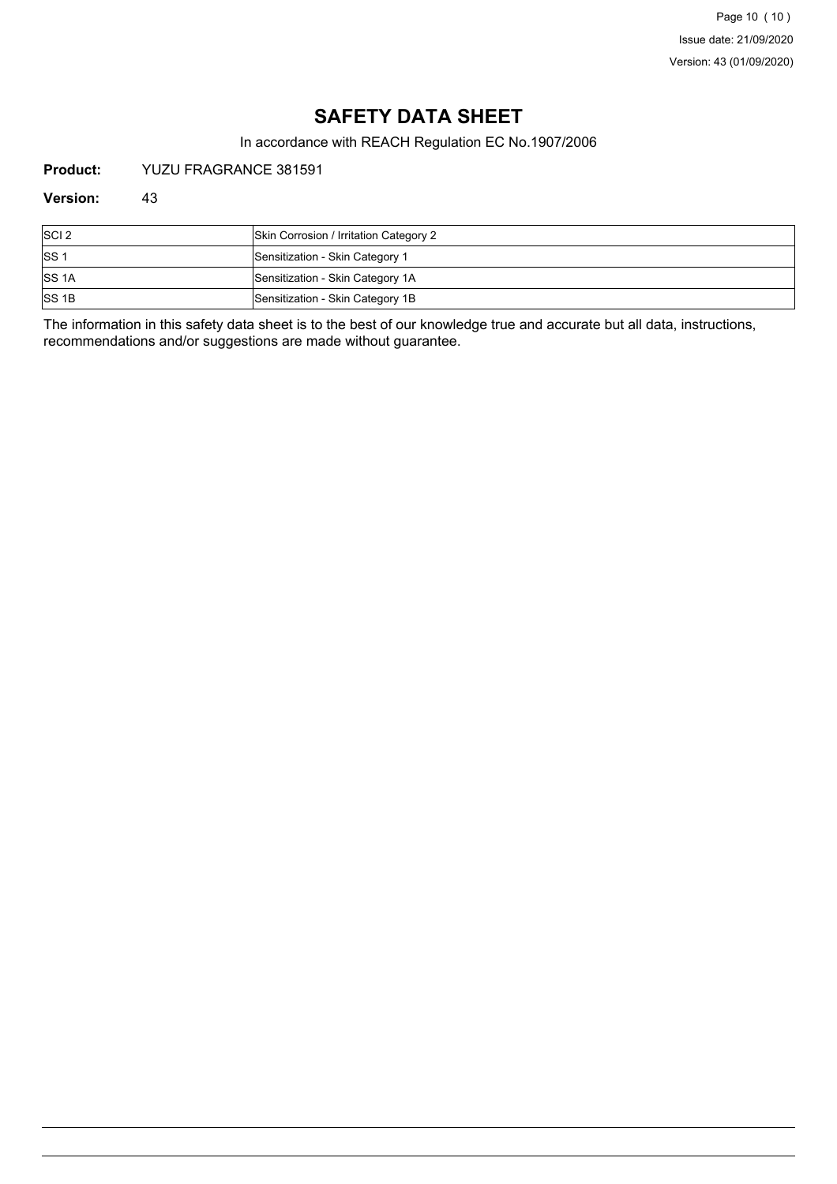# SAFETY DATA SHEET

In accordance with REACH Regulation EC No.1907/2006

**Product:** YUZU FRAGRANCE 381591

**Version:** 43

| | |
|---|---|
| SCI 2 | Skin Corrosion / Irritation Category 2 |
| SS 1 | Sensitization - Skin Category 1 |
| SS 1A | Sensitization - Skin Category 1A |
| SS 1B | Sensitization - Skin Category 1B |

The information in this safety data sheet is to the best of our knowledge true and accurate but all data, instructions, recommendations and/or suggestions are made without guarantee.